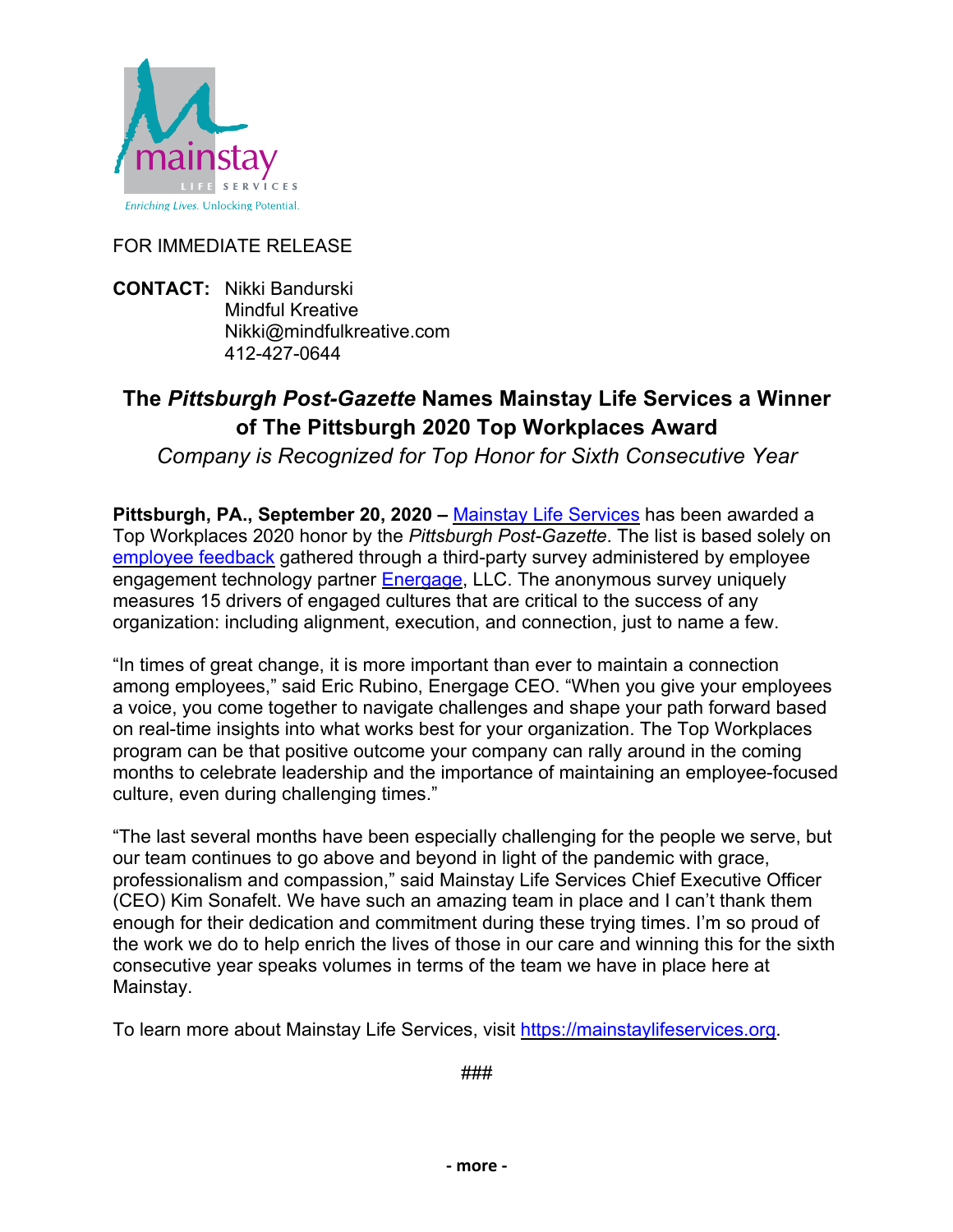mainstay LIFE SERVICES

*Enriching Lives. Unlocking Potential.*

FOR IMMEDIATE RELEASE

**CONTACT:** Nikki Bandurski
Mindful Kreative
Nikki@mindfulkreative.com
412-427-0644

## The *Pittsburgh Post-Gazette* Names Mainstay Life Services a Winner of The Pittsburgh 2020 Top Workplaces Award

*Company is Recognized for Top Honor for Sixth Consecutive Year*

**Pittsburgh, PA., September 20, 2020 –** Mainstay Life Services has been awarded a Top Workplaces 2020 honor by the *Pittsburgh Post-Gazette*. The list is based solely on employee feedback gathered through a third-party survey administered by employee engagement technology partner Energage, LLC. The anonymous survey uniquely measures 15 drivers of engaged cultures that are critical to the success of any organization: including alignment, execution, and connection, just to name a few.

"In times of great change, it is more important than ever to maintain a connection among employees," said Eric Rubino, Energage CEO. "When you give your employees a voice, you come together to navigate challenges and shape your path forward based on real-time insights into what works best for your organization. The Top Workplaces program can be that positive outcome your company can rally around in the coming months to celebrate leadership and the importance of maintaining an employee-focused culture, even during challenging times."

"The last several months have been especially challenging for the people we serve, but our team continues to go above and beyond in light of the pandemic with grace, professionalism and compassion," said Mainstay Life Services Chief Executive Officer (CEO) Kim Sonafelt. We have such an amazing team in place and I can't thank them enough for their dedication and commitment during these trying times. I'm so proud of the work we do to help enrich the lives of those in our care and winning this for the sixth consecutive year speaks volumes in terms of the team we have in place here at Mainstay.

To learn more about Mainstay Life Services, visit https://mainstaylifeservices.org.

###

**- more -**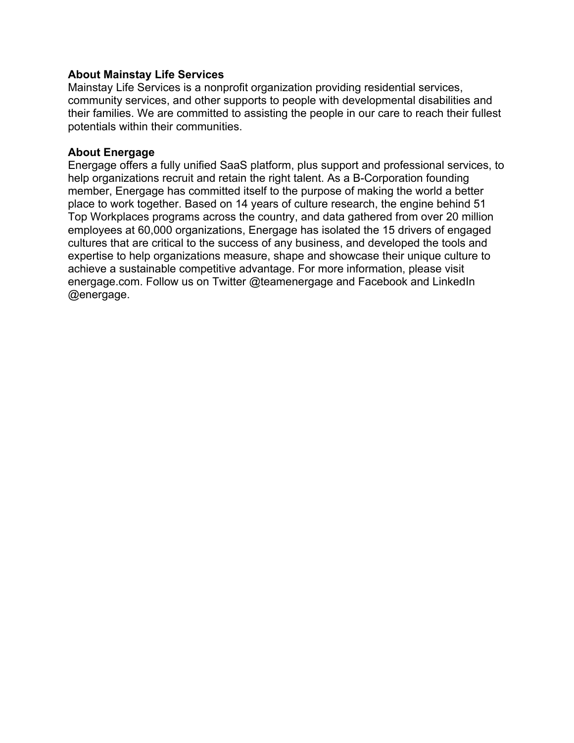**About Mainstay Life Services**

Mainstay Life Services is a nonprofit organization providing residential services, community services, and other supports to people with developmental disabilities and their families. We are committed to assisting the people in our care to reach their fullest potentials within their communities.

**About Energage**

Energage offers a fully unified SaaS platform, plus support and professional services, to help organizations recruit and retain the right talent. As a B-Corporation founding member, Energage has committed itself to the purpose of making the world a better place to work together. Based on 14 years of culture research, the engine behind 51 Top Workplaces programs across the country, and data gathered from over 20 million employees at 60,000 organizations, Energage has isolated the 15 drivers of engaged cultures that are critical to the success of any business, and developed the tools and expertise to help organizations measure, shape and showcase their unique culture to achieve a sustainable competitive advantage. For more information, please visit energage.com. Follow us on Twitter @teamenergage and Facebook and LinkedIn @energage.